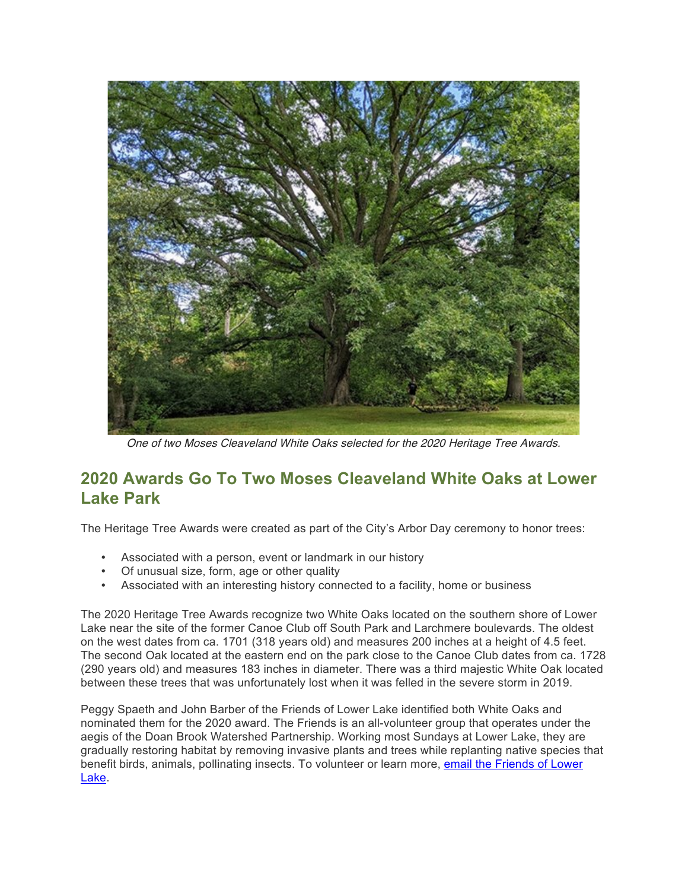*One of two Moses Cleaveland White Oaks selected for the 2020 Heritage Tree Awards.*

## 2020 Awards Go To Two Moses Cleaveland White Oaks at Lower Lake Park

The Heritage Tree Awards were created as part of the City's Arbor Day ceremony to honor trees:

- Associated with a person, event or landmark in our history
- Of unusual size, form, age or other quality
- Associated with an interesting history connected to a facility, home or business

The 2020 Heritage Tree Awards recognize two White Oaks located on the southern shore of Lower Lake near the site of the former Canoe Club off South Park and Larchmere boulevards. The oldest on the west dates from ca. 1701 (318 years old) and measures 200 inches at a height of 4.5 feet. The second Oak located at the eastern end on the park close to the Canoe Club dates from ca. 1728 (290 years old) and measures 183 inches in diameter. There was a third majestic White Oak located between these trees that was unfortunately lost when it was felled in the severe storm in 2019.

Peggy Spaeth and John Barber of the Friends of Lower Lake identified both White Oaks and nominated them for the 2020 award. The Friends is an all-volunteer group that operates under the aegis of the Doan Brook Watershed Partnership. Working most Sundays at Lower Lake, they are gradually restoring habitat by removing invasive plants and trees while replanting native species that benefit birds, animals, pollinating insects. To volunteer or learn more, email the Friends of Lower Lake.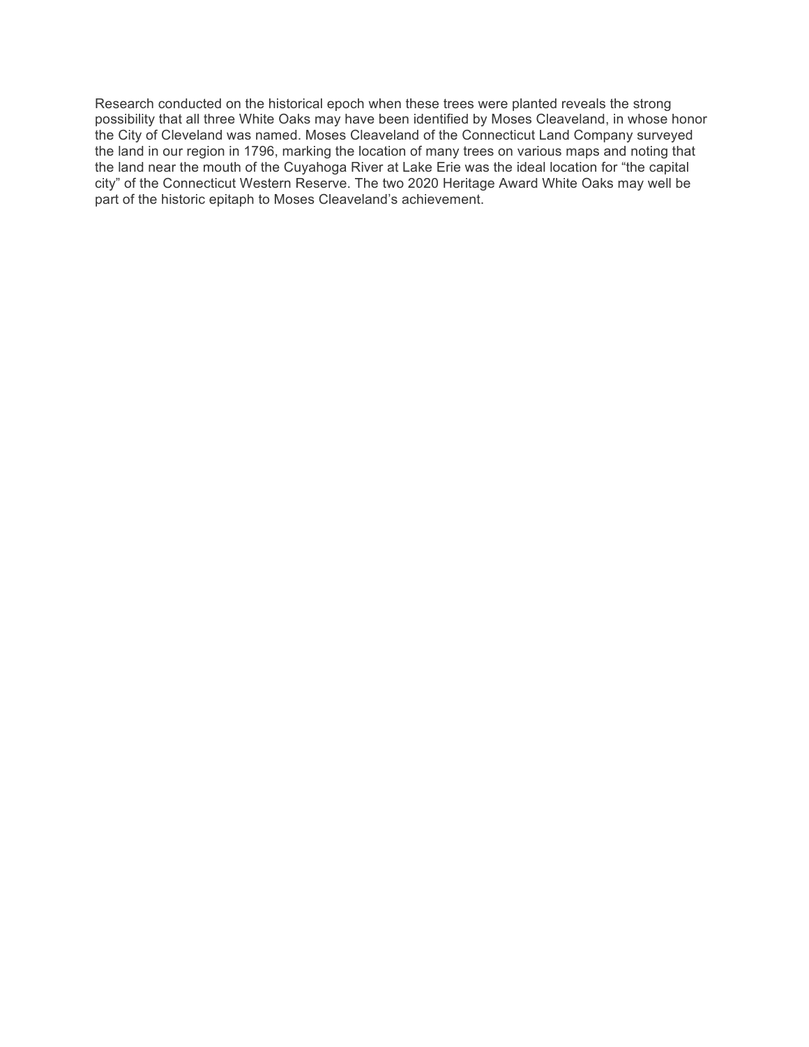Research conducted on the historical epoch when these trees were planted reveals the strong possibility that all three White Oaks may have been identified by Moses Cleaveland, in whose honor the City of Cleveland was named. Moses Cleaveland of the Connecticut Land Company surveyed the land in our region in 1796, marking the location of many trees on various maps and noting that the land near the mouth of the Cuyahoga River at Lake Erie was the ideal location for "the capital city" of the Connecticut Western Reserve. The two 2020 Heritage Award White Oaks may well be part of the historic epitaph to Moses Cleaveland's achievement.